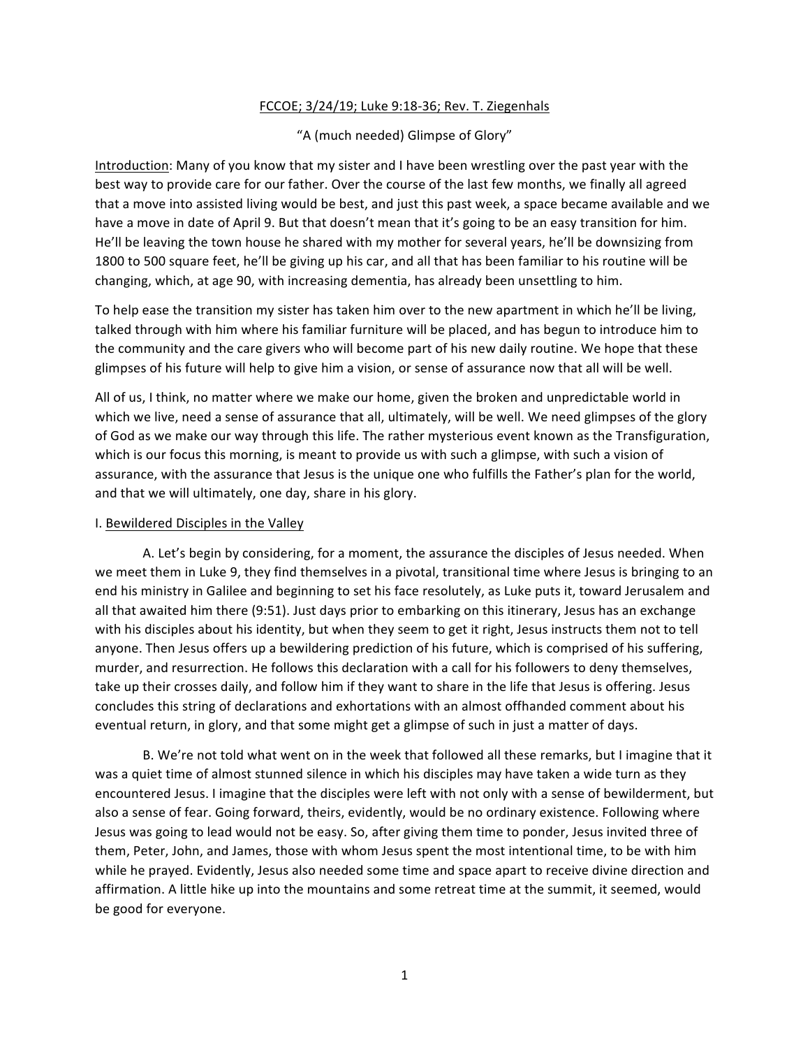FCCOE; 3/24/19; Luke 9:18-36; Rev. T. Ziegenhals

"A (much needed) Glimpse of Glory"

Introduction: Many of you know that my sister and I have been wrestling over the past year with the best way to provide care for our father. Over the course of the last few months, we finally all agreed that a move into assisted living would be best, and just this past week, a space became available and we have a move in date of April 9. But that doesn't mean that it's going to be an easy transition for him. He'll be leaving the town house he shared with my mother for several years, he'll be downsizing from 1800 to 500 square feet, he'll be giving up his car, and all that has been familiar to his routine will be changing, which, at age 90, with increasing dementia, has already been unsettling to him.

To help ease the transition my sister has taken him over to the new apartment in which he'll be living, talked through with him where his familiar furniture will be placed, and has begun to introduce him to the community and the care givers who will become part of his new daily routine. We hope that these glimpses of his future will help to give him a vision, or sense of assurance now that all will be well.

All of us, I think, no matter where we make our home, given the broken and unpredictable world in which we live, need a sense of assurance that all, ultimately, will be well. We need glimpses of the glory of God as we make our way through this life. The rather mysterious event known as the Transfiguration, which is our focus this morning, is meant to provide us with such a glimpse, with such a vision of assurance, with the assurance that Jesus is the unique one who fulfills the Father's plan for the world, and that we will ultimately, one day, share in his glory.

I. Bewildered Disciples in the Valley

A. Let's begin by considering, for a moment, the assurance the disciples of Jesus needed. When we meet them in Luke 9, they find themselves in a pivotal, transitional time where Jesus is bringing to an end his ministry in Galilee and beginning to set his face resolutely, as Luke puts it, toward Jerusalem and all that awaited him there (9:51). Just days prior to embarking on this itinerary, Jesus has an exchange with his disciples about his identity, but when they seem to get it right, Jesus instructs them not to tell anyone. Then Jesus offers up a bewildering prediction of his future, which is comprised of his suffering, murder, and resurrection. He follows this declaration with a call for his followers to deny themselves, take up their crosses daily, and follow him if they want to share in the life that Jesus is offering. Jesus concludes this string of declarations and exhortations with an almost offhanded comment about his eventual return, in glory, and that some might get a glimpse of such in just a matter of days.

B. We're not told what went on in the week that followed all these remarks, but I imagine that it was a quiet time of almost stunned silence in which his disciples may have taken a wide turn as they encountered Jesus. I imagine that the disciples were left with not only with a sense of bewilderment, but also a sense of fear. Going forward, theirs, evidently, would be no ordinary existence. Following where Jesus was going to lead would not be easy. So, after giving them time to ponder, Jesus invited three of them, Peter, John, and James, those with whom Jesus spent the most intentional time, to be with him while he prayed. Evidently, Jesus also needed some time and space apart to receive divine direction and affirmation. A little hike up into the mountains and some retreat time at the summit, it seemed, would be good for everyone.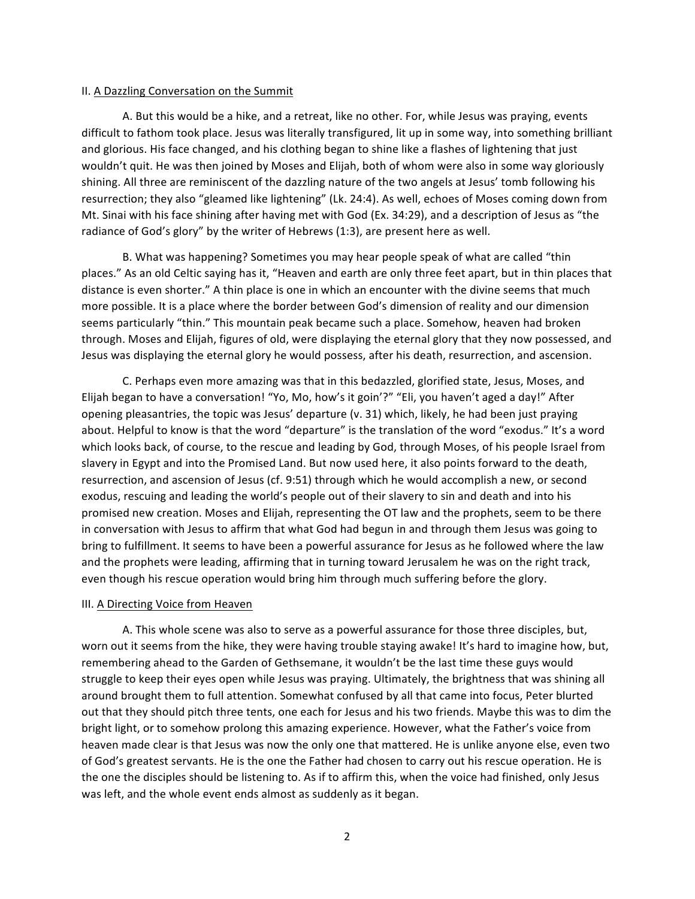## II. A Dazzling Conversation on the Summit

A. But this would be a hike, and a retreat, like no other. For, while Jesus was praying, events difficult to fathom took place. Jesus was literally transfigured, lit up in some way, into something brilliant and glorious. His face changed, and his clothing began to shine like a flashes of lightening that just wouldn't quit. He was then joined by Moses and Elijah, both of whom were also in some way gloriously shining. All three are reminiscent of the dazzling nature of the two angels at Jesus' tomb following his resurrection; they also "gleamed like lightening" (Lk. 24:4). As well, echoes of Moses coming down from Mt. Sinai with his face shining after having met with God (Ex. 34:29), and a description of Jesus as "the radiance of God's glory" by the writer of Hebrews (1:3), are present here as well.

B. What was happening? Sometimes you may hear people speak of what are called "thin places." As an old Celtic saying has it, "Heaven and earth are only three feet apart, but in thin places that distance is even shorter." A thin place is one in which an encounter with the divine seems that much more possible. It is a place where the border between God's dimension of reality and our dimension seems particularly "thin." This mountain peak became such a place. Somehow, heaven had broken through. Moses and Elijah, figures of old, were displaying the eternal glory that they now possessed, and Jesus was displaying the eternal glory he would possess, after his death, resurrection, and ascension.

C. Perhaps even more amazing was that in this bedazzled, glorified state, Jesus, Moses, and Elijah began to have a conversation! "Yo, Mo, how's it goin'?" "Eli, you haven't aged a day!" After opening pleasantries, the topic was Jesus' departure (v. 31) which, likely, he had been just praying about. Helpful to know is that the word "departure" is the translation of the word "exodus." It's a word which looks back, of course, to the rescue and leading by God, through Moses, of his people Israel from slavery in Egypt and into the Promised Land. But now used here, it also points forward to the death, resurrection, and ascension of Jesus (cf. 9:51) through which he would accomplish a new, or second exodus, rescuing and leading the world's people out of their slavery to sin and death and into his promised new creation. Moses and Elijah, representing the OT law and the prophets, seem to be there in conversation with Jesus to affirm that what God had begun in and through them Jesus was going to bring to fulfillment. It seems to have been a powerful assurance for Jesus as he followed where the law and the prophets were leading, affirming that in turning toward Jerusalem he was on the right track, even though his rescue operation would bring him through much suffering before the glory.

## III. A Directing Voice from Heaven

A. This whole scene was also to serve as a powerful assurance for those three disciples, but, worn out it seems from the hike, they were having trouble staying awake! It's hard to imagine how, but, remembering ahead to the Garden of Gethsemane, it wouldn't be the last time these guys would struggle to keep their eyes open while Jesus was praying. Ultimately, the brightness that was shining all around brought them to full attention. Somewhat confused by all that came into focus, Peter blurted out that they should pitch three tents, one each for Jesus and his two friends. Maybe this was to dim the bright light, or to somehow prolong this amazing experience. However, what the Father's voice from heaven made clear is that Jesus was now the only one that mattered. He is unlike anyone else, even two of God's greatest servants. He is the one the Father had chosen to carry out his rescue operation. He is the one the disciples should be listening to. As if to affirm this, when the voice had finished, only Jesus was left, and the whole event ends almost as suddenly as it began.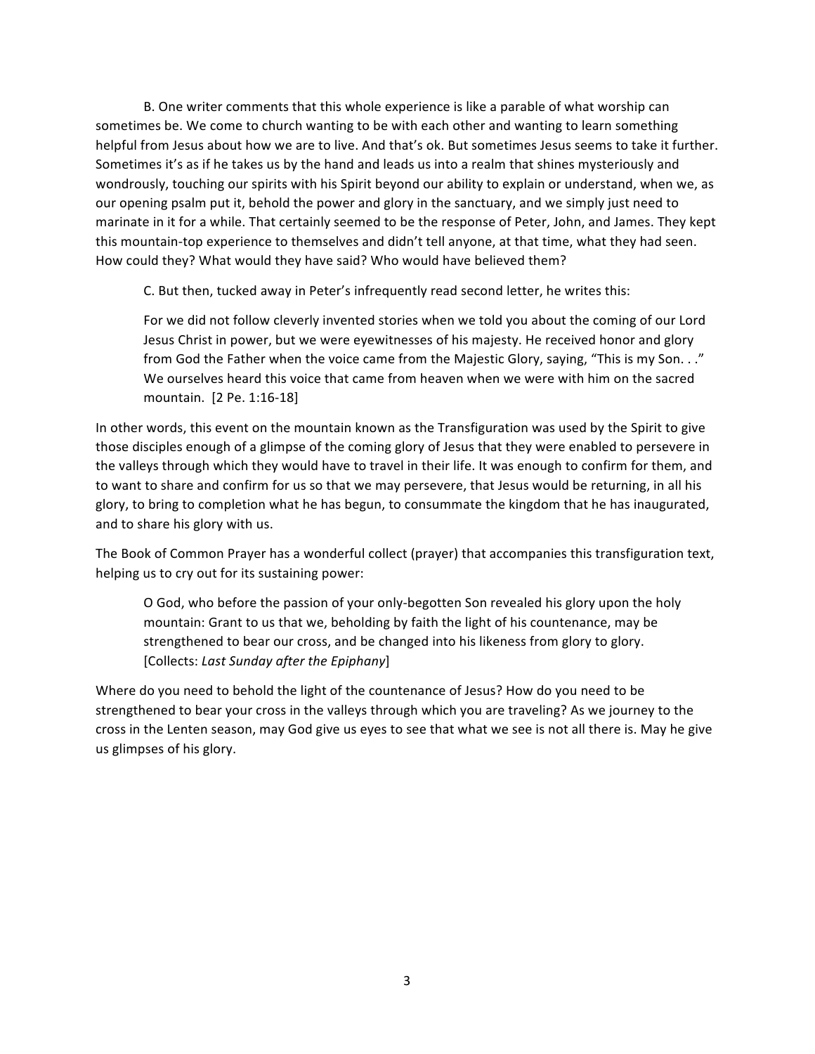B. One writer comments that this whole experience is like a parable of what worship can sometimes be. We come to church wanting to be with each other and wanting to learn something helpful from Jesus about how we are to live. And that's ok. But sometimes Jesus seems to take it further. Sometimes it's as if he takes us by the hand and leads us into a realm that shines mysteriously and wondrously, touching our spirits with his Spirit beyond our ability to explain or understand, when we, as our opening psalm put it, behold the power and glory in the sanctuary, and we simply just need to marinate in it for a while. That certainly seemed to be the response of Peter, John, and James. They kept this mountain-top experience to themselves and didn't tell anyone, at that time, what they had seen. How could they? What would they have said? Who would have believed them?

C. But then, tucked away in Peter's infrequently read second letter, he writes this:

> For we did not follow cleverly invented stories when we told you about the coming of our Lord Jesus Christ in power, but we were eyewitnesses of his majesty. He received honor and glory from God the Father when the voice came from the Majestic Glory, saying, "This is my Son. . ." We ourselves heard this voice that came from heaven when we were with him on the sacred mountain. [2 Pe. 1:16-18]

In other words, this event on the mountain known as the Transfiguration was used by the Spirit to give those disciples enough of a glimpse of the coming glory of Jesus that they were enabled to persevere in the valleys through which they would have to travel in their life. It was enough to confirm for them, and to want to share and confirm for us so that we may persevere, that Jesus would be returning, in all his glory, to bring to completion what he has begun, to consummate the kingdom that he has inaugurated, and to share his glory with us.

The Book of Common Prayer has a wonderful collect (prayer) that accompanies this transfiguration text, helping us to cry out for its sustaining power:

> O God, who before the passion of your only-begotten Son revealed his glory upon the holy mountain: Grant to us that we, beholding by faith the light of his countenance, may be strengthened to bear our cross, and be changed into his likeness from glory to glory. [Collects: *Last Sunday after the Epiphany*]

Where do you need to behold the light of the countenance of Jesus? How do you need to be strengthened to bear your cross in the valleys through which you are traveling? As we journey to the cross in the Lenten season, may God give us eyes to see that what we see is not all there is. May he give us glimpses of his glory.